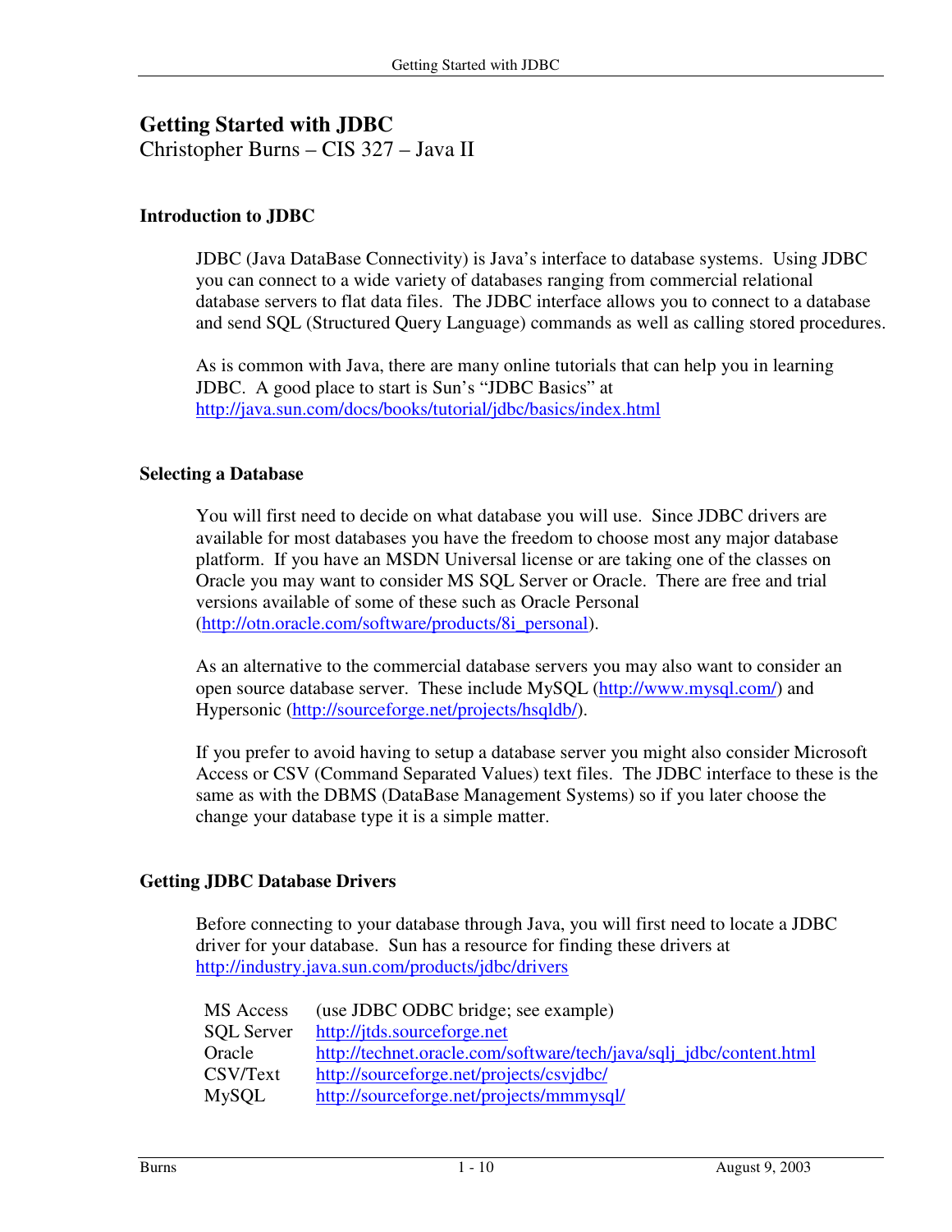# Getting Started with JDBC

Christopher Burns – CIS 327 – Java II

## Introduction to JDBC

JDBC (Java DataBase Connectivity) is Java's interface to database systems. Using JDBC you can connect to a wide variety of databases ranging from commercial relational database servers to flat data files. The JDBC interface allows you to connect to a database and send SQL (Structured Query Language) commands as well as calling stored procedures.

As is common with Java, there are many online tutorials that can help you in learning JDBC. A good place to start is Sun's "JDBC Basics" at http://java.sun.com/docs/books/tutorial/jdbc/basics/index.html

## Selecting a Database

You will first need to decide on what database you will use. Since JDBC drivers are available for most databases you have the freedom to choose most any major database platform. If you have an MSDN Universal license or are taking one of the classes on Oracle you may want to consider MS SQL Server or Oracle. There are free and trial versions available of some of these such as Oracle Personal (http://otn.oracle.com/software/products/8i_personal).

As an alternative to the commercial database servers you may also want to consider an open source database server. These include MySQL (http://www.mysql.com/) and Hypersonic (http://sourceforge.net/projects/hsqldb/).

If you prefer to avoid having to setup a database server you might also consider Microsoft Access or CSV (Command Separated Values) text files. The JDBC interface to these is the same as with the DBMS (DataBase Management Systems) so if you later choose the change your database type it is a simple matter.

## Getting JDBC Database Drivers

Before connecting to your database through Java, you will first need to locate a JDBC driver for your database. Sun has a resource for finding these drivers at http://industry.java.sun.com/products/jdbc/drivers

| | |
|---|---|
| MS Access | (use JDBC ODBC bridge; see example) |
| SQL Server | http://jtds.sourceforge.net |
| Oracle | http://technet.oracle.com/software/tech/java/sqlj_jdbc/content.html |
| CSV/Text | http://sourceforge.net/projects/csvjdbc/ |
| MySQL | http://sourceforge.net/projects/mmmysql/ |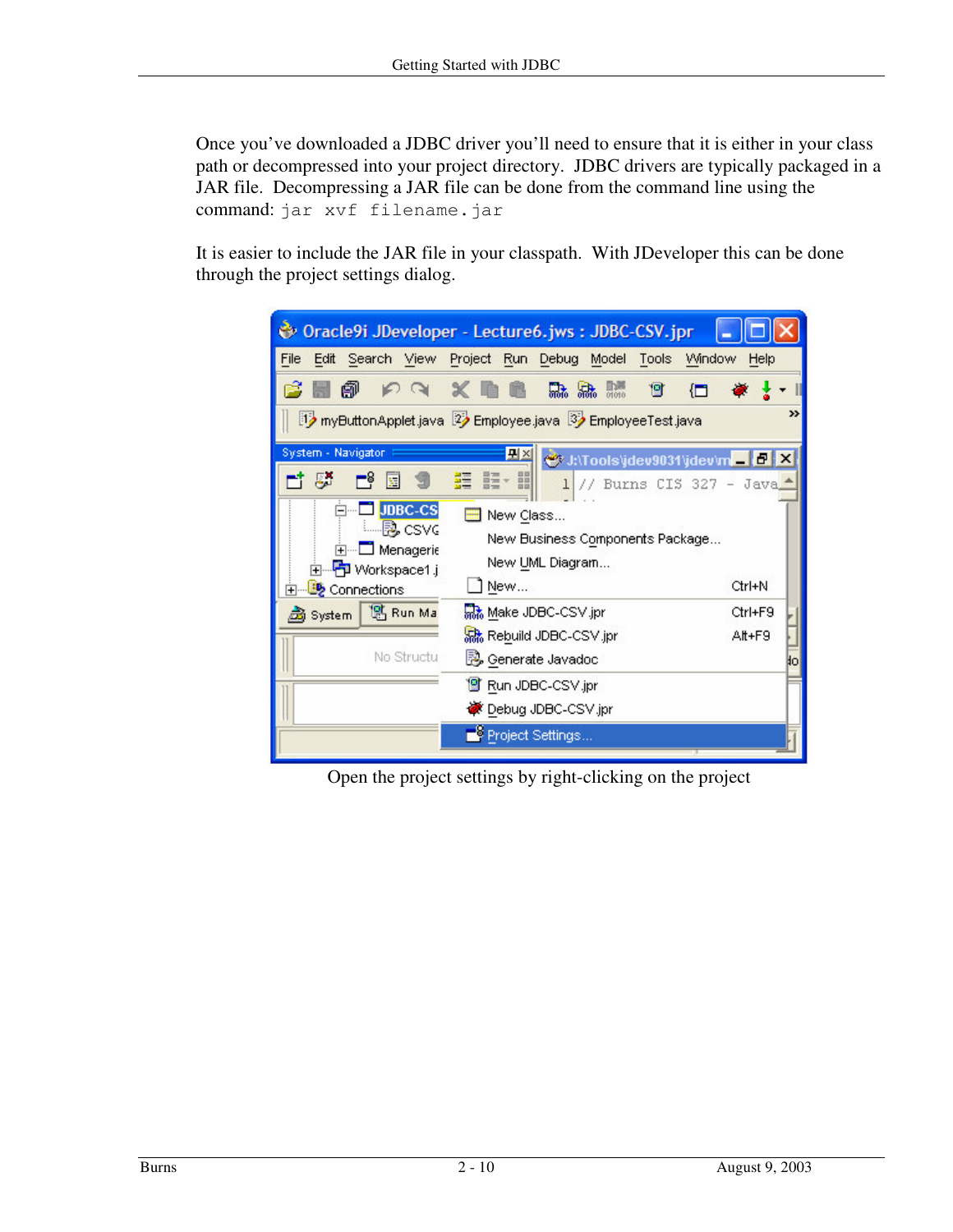Once you've downloaded a JDBC driver you'll need to ensure that it is either in your class path or decompressed into your project directory. JDBC drivers are typically packaged in a JAR file. Decompressing a JAR file can be done from the command line using the command: `jar xvf filename.jar`

It is easier to include the JAR file in your classpath. With JDeveloper this can be done through the project settings dialog.

Open the project settings by right-clicking on the project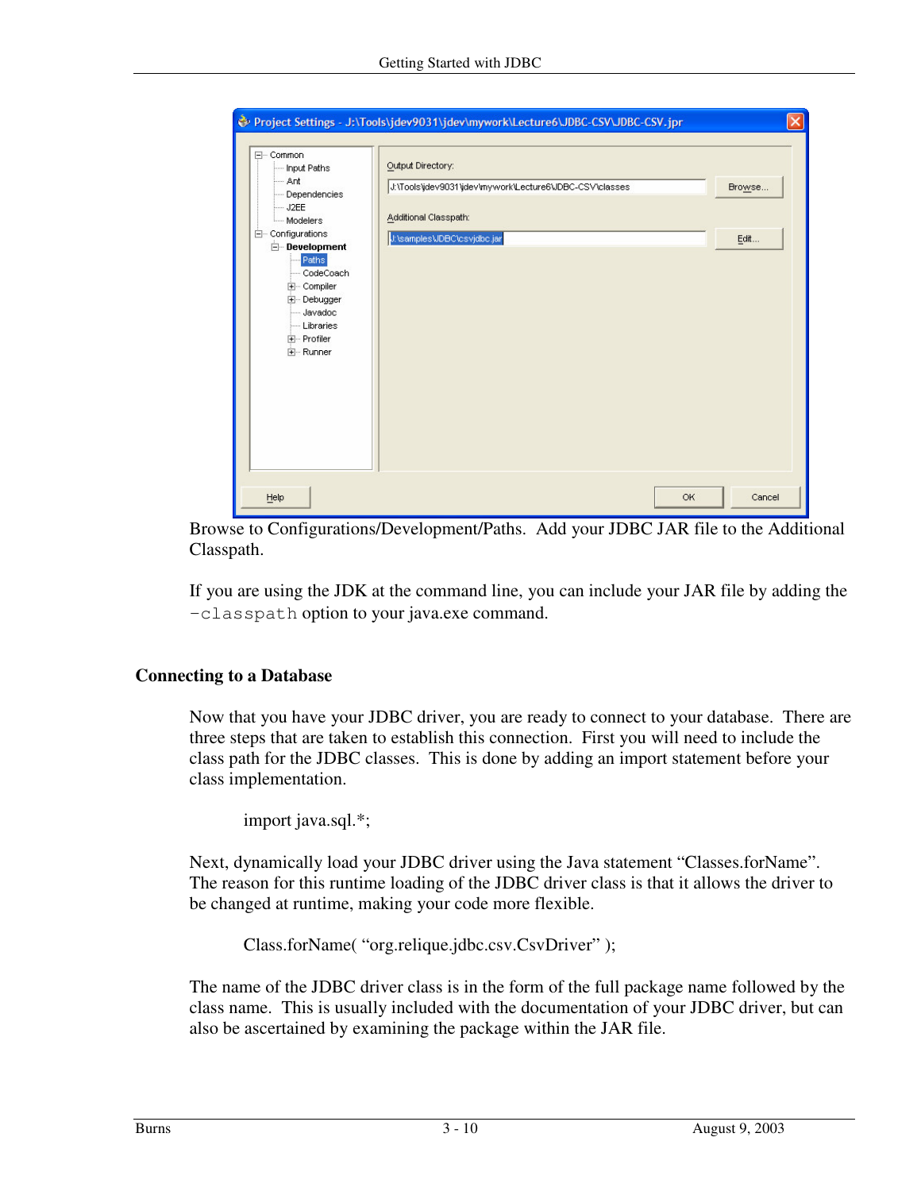Browse to Configurations/Development/Paths. Add your JDBC JAR file to the Additional Classpath.

If you are using the JDK at the command line, you can include your JAR file by adding the `-classpath` option to your java.exe command.

## Connecting to a Database

Now that you have your JDBC driver, you are ready to connect to your database. There are three steps that are taken to establish this connection. First you will need to include the class path for the JDBC classes. This is done by adding an import statement before your class implementation.

```
import java.sql.*;
```

Next, dynamically load your JDBC driver using the Java statement “Classes.forName”. The reason for this runtime loading of the JDBC driver class is that it allows the driver to be changed at runtime, making your code more flexible.

```
Class.forName( “org.relique.jdbc.csv.CsvDriver” );
```

The name of the JDBC driver class is in the form of the full package name followed by the class name. This is usually included with the documentation of your JDBC driver, but can also be ascertained by examining the package within the JAR file.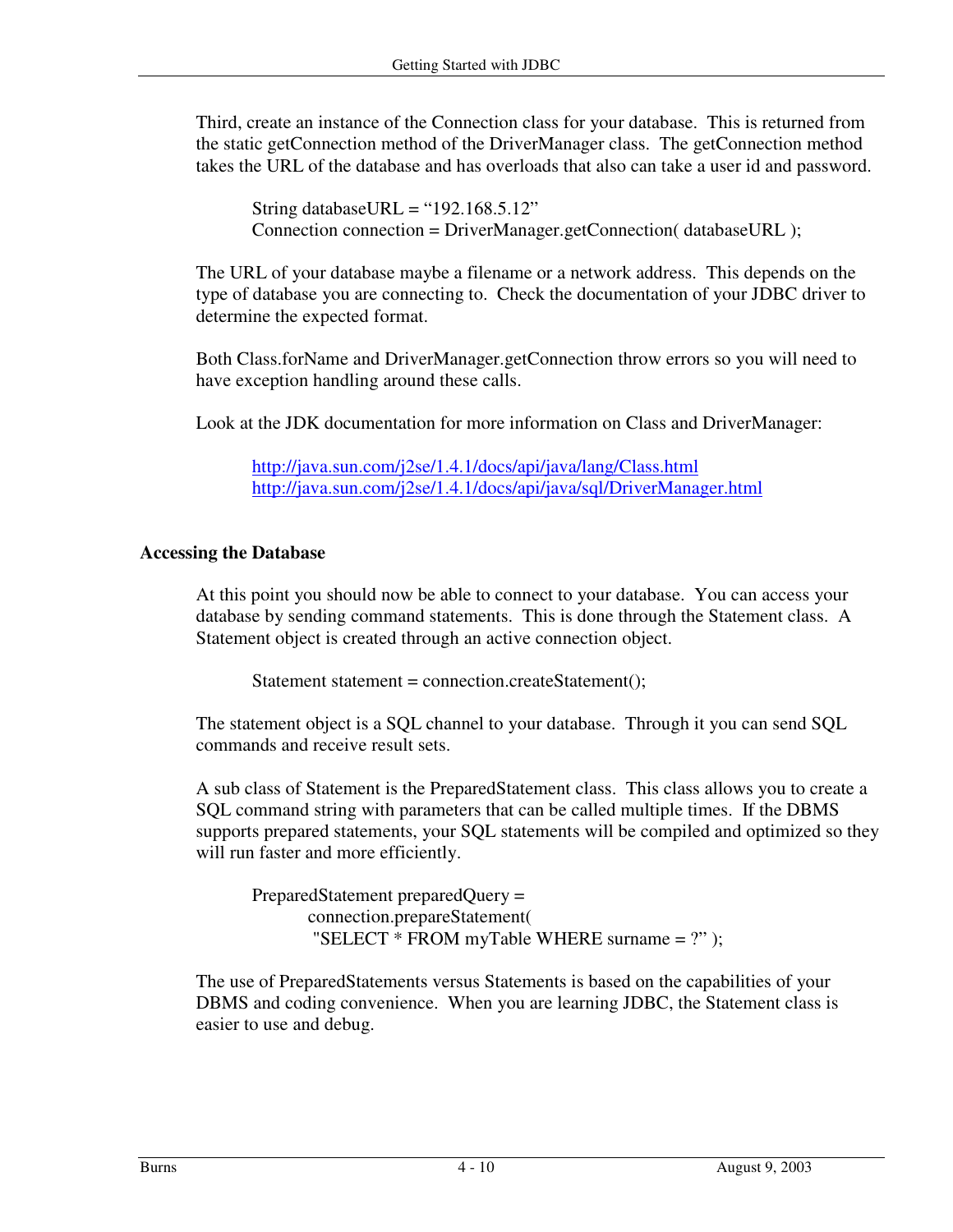Third, create an instance of the Connection class for your database. This is returned from the static getConnection method of the DriverManager class. The getConnection method takes the URL of the database and has overloads that also can take a user id and password.

```
String databaseURL = “192.168.5.12”
Connection connection = DriverManager.getConnection( databaseURL );
```

The URL of your database maybe a filename or a network address. This depends on the type of database you are connecting to. Check the documentation of your JDBC driver to determine the expected format.

Both Class.forName and DriverManager.getConnection throw errors so you will need to have exception handling around these calls.

Look at the JDK documentation for more information on Class and DriverManager:

http://java.sun.com/j2se/1.4.1/docs/api/java/lang/Class.html
http://java.sun.com/j2se/1.4.1/docs/api/java/sql/DriverManager.html

## Accessing the Database

At this point you should now be able to connect to your database. You can access your database by sending command statements. This is done through the Statement class. A Statement object is created through an active connection object.

```
Statement statement = connection.createStatement();
```

The statement object is a SQL channel to your database. Through it you can send SQL commands and receive result sets.

A sub class of Statement is the PreparedStatement class. This class allows you to create a SQL command string with parameters that can be called multiple times. If the DBMS supports prepared statements, your SQL statements will be compiled and optimized so they will run faster and more efficiently.

```
PreparedStatement preparedQuery =
        connection.prepareStatement(
         "SELECT * FROM myTable WHERE surname = ?” );
```

The use of PreparedStatements versus Statements is based on the capabilities of your DBMS and coding convenience. When you are learning JDBC, the Statement class is easier to use and debug.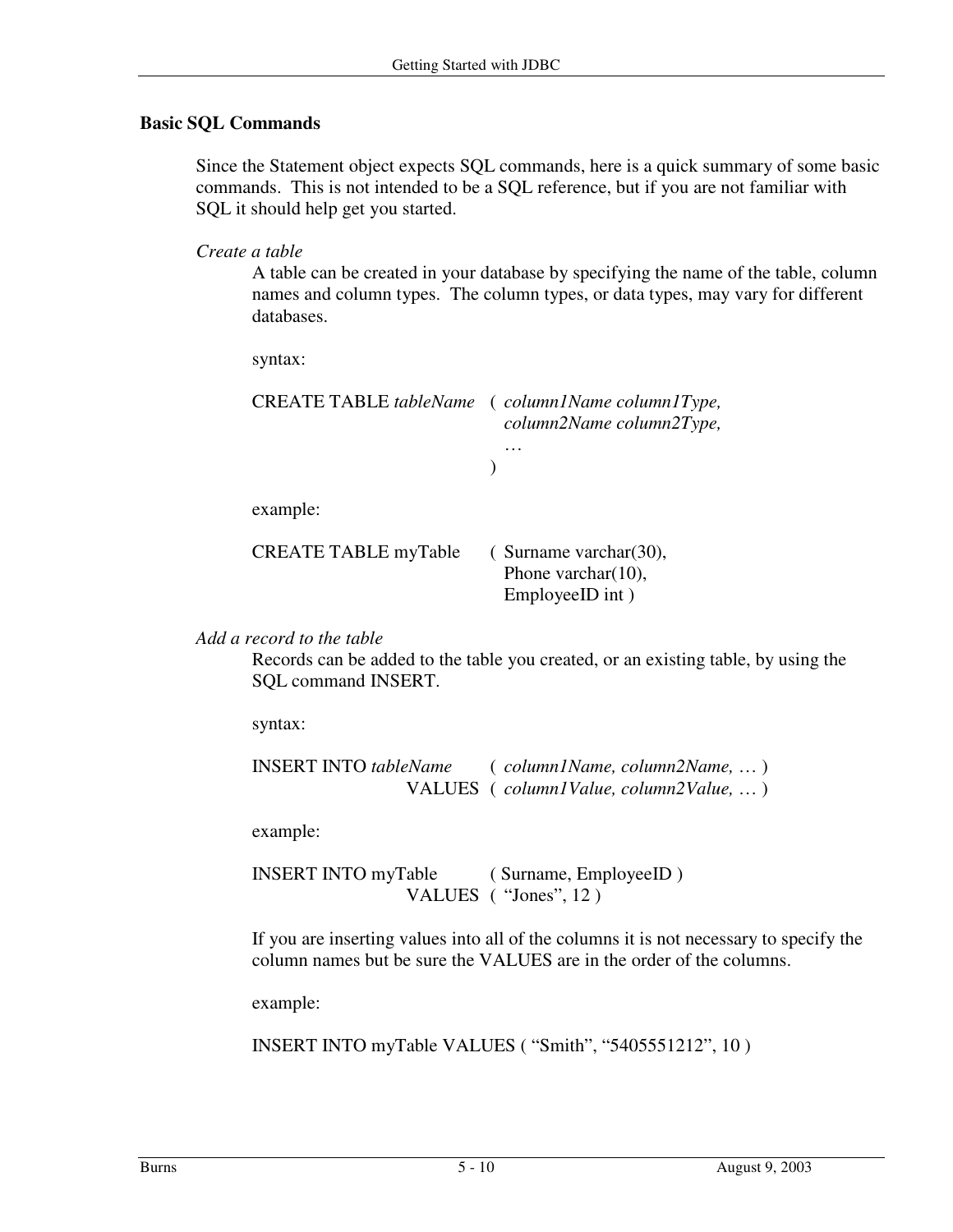## Basic SQL Commands

Since the Statement object expects SQL commands, here is a quick summary of some basic commands. This is not intended to be a SQL reference, but if you are not familiar with SQL it should help get you started.

*Create a table*

A table can be created in your database by specifying the name of the table, column names and column types. The column types, or data types, may vary for different databases.

syntax:

```
CREATE TABLE tableName   ( column1Name column1Type,
                           column2Name column2Type,
                           …
                         )
```

example:

```
CREATE TABLE myTable     ( Surname varchar(30),
                           Phone varchar(10),
                           EmployeeID int )
```

*Add a record to the table*

Records can be added to the table you created, or an existing table, by using the SQL command INSERT.

syntax:

```
INSERT INTO tableName    ( column1Name, column2Name, … )
                  VALUES ( column1Value, column2Value, … )
```

example:

```
INSERT INTO myTable      ( Surname, EmployeeID )
                  VALUES ( “Jones”, 12 )
```

If you are inserting values into all of the columns it is not necessary to specify the column names but be sure the VALUES are in the order of the columns.

example:

```
INSERT INTO myTable VALUES ( “Smith”, “5405551212”, 10 )
```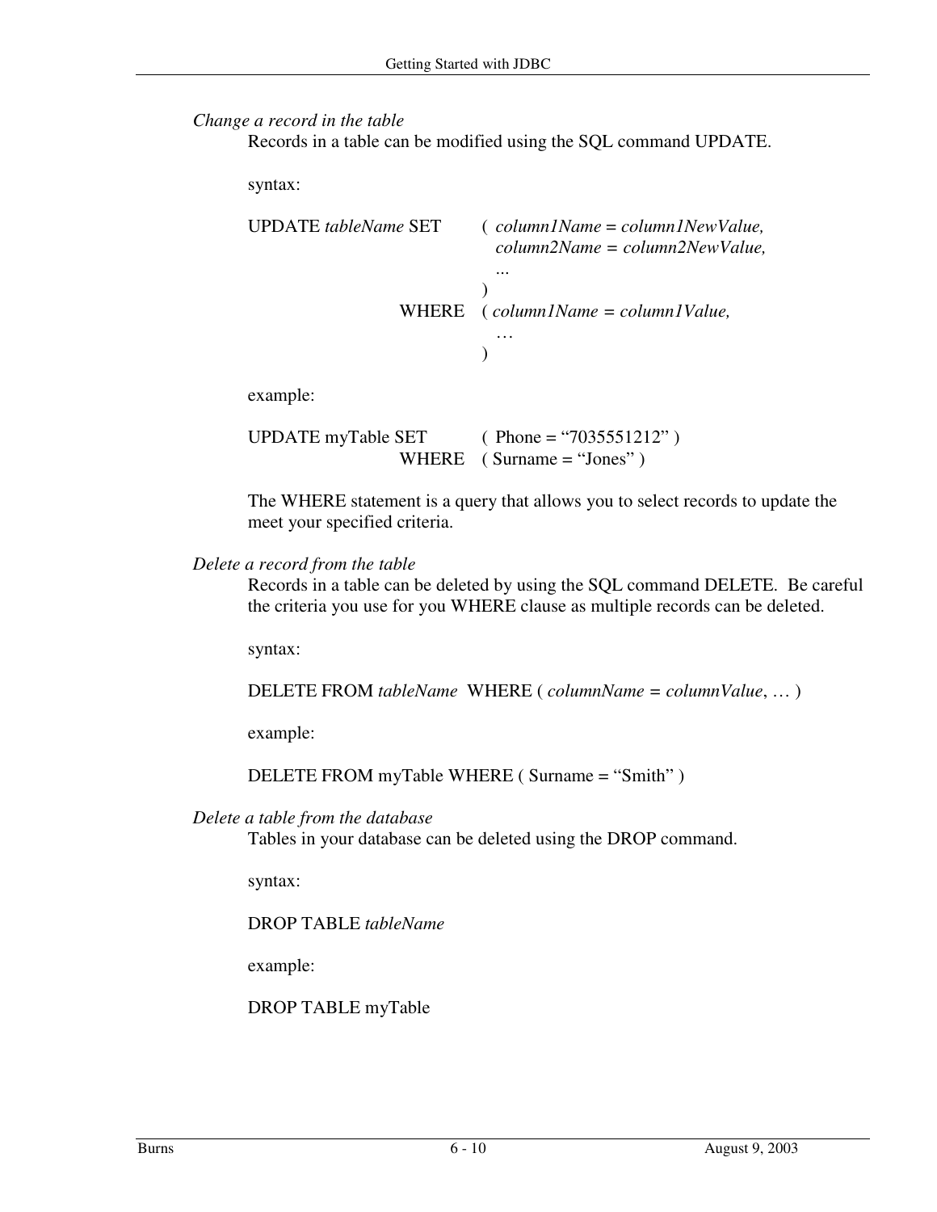*Change a record in the table*

Records in a table can be modified using the SQL command UPDATE.

syntax:

```
UPDATE tableName SET       (  column1Name = column1NewValue,
                              column2Name = column2NewValue,
                              ...
                           )
                   WHERE   ( column1Name = column1Value,
                              …
                           )
```

example:

```
UPDATE myTable SET         (  Phone = “7035551212” )
                   WHERE   ( Surname = “Jones” )
```

The WHERE statement is a query that allows you to select records to update the meet your specified criteria.

*Delete a record from the table*

Records in a table can be deleted by using the SQL command DELETE. Be careful the criteria you use for you WHERE clause as multiple records can be deleted.

syntax:

```
DELETE FROM tableName  WHERE ( columnName = columnValue, … )
```

example:

```
DELETE FROM myTable WHERE ( Surname = “Smith” )
```

*Delete a table from the database*

Tables in your database can be deleted using the DROP command.

syntax:

```
DROP TABLE tableName
```

example:

```
DROP TABLE myTable
```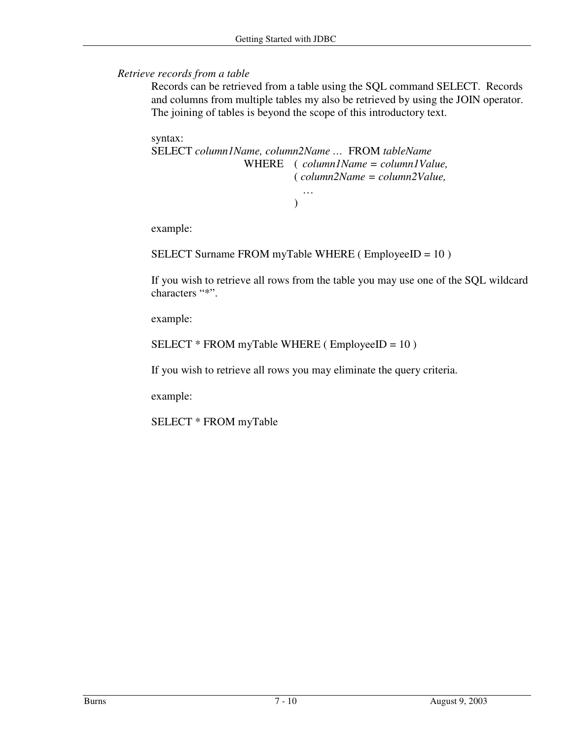*Retrieve records from a table*

Records can be retrieved from a table using the SQL command SELECT. Records and columns from multiple tables my also be retrieved by using the JOIN operator. The joining of tables is beyond the scope of this introductory text.

syntax:

```
SELECT column1Name, column2Name …  FROM tableName
                    WHERE   ( column1Name = column1Value,
                            ( column2Name = column2Value,
                               …
                            )
```

example:

```
SELECT Surname FROM myTable WHERE ( EmployeeID = 10 )
```

If you wish to retrieve all rows from the table you may use one of the SQL wildcard characters "*".

example:

```
SELECT * FROM myTable WHERE ( EmployeeID = 10 )
```

If you wish to retrieve all rows you may eliminate the query criteria.

example:

```
SELECT * FROM myTable
```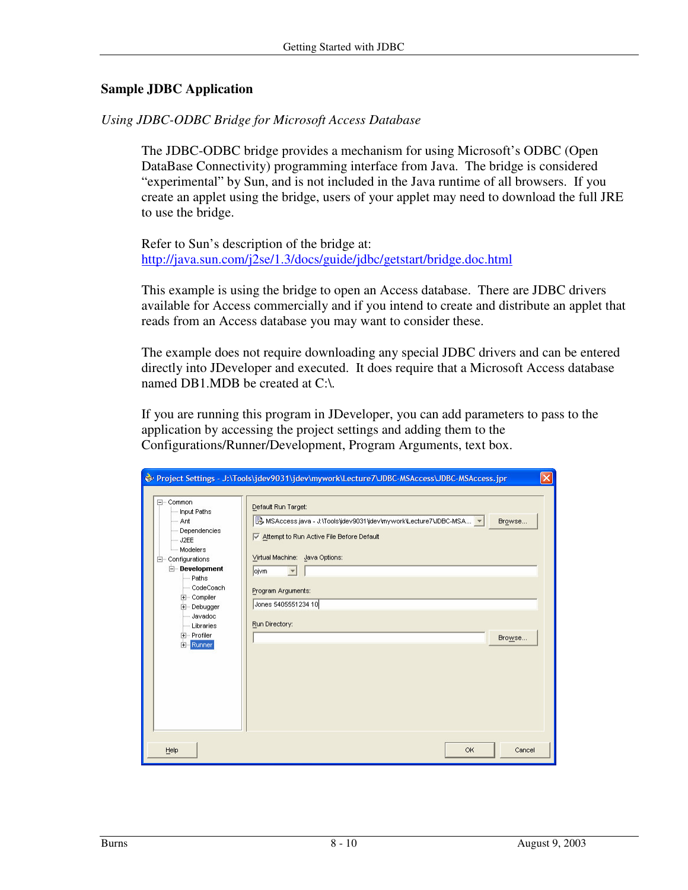## Sample JDBC Application

*Using JDBC-ODBC Bridge for Microsoft Access Database*

The JDBC-ODBC bridge provides a mechanism for using Microsoft's ODBC (Open DataBase Connectivity) programming interface from Java. The bridge is considered "experimental" by Sun, and is not included in the Java runtime of all browsers. If you create an applet using the bridge, users of your applet may need to download the full JRE to use the bridge.

Refer to Sun's description of the bridge at:
http://java.sun.com/j2se/1.3/docs/guide/jdbc/getstart/bridge.doc.html

This example is using the bridge to open an Access database. There are JDBC drivers available for Access commercially and if you intend to create and distribute an applet that reads from an Access database you may want to consider these.

The example does not require downloading any special JDBC drivers and can be entered directly into JDeveloper and executed. It does require that a Microsoft Access database named DB1.MDB be created at C:\.

If you are running this program in JDeveloper, you can add parameters to pass to the application by accessing the project settings and adding them to the Configurations/Runner/Development, Program Arguments, text box.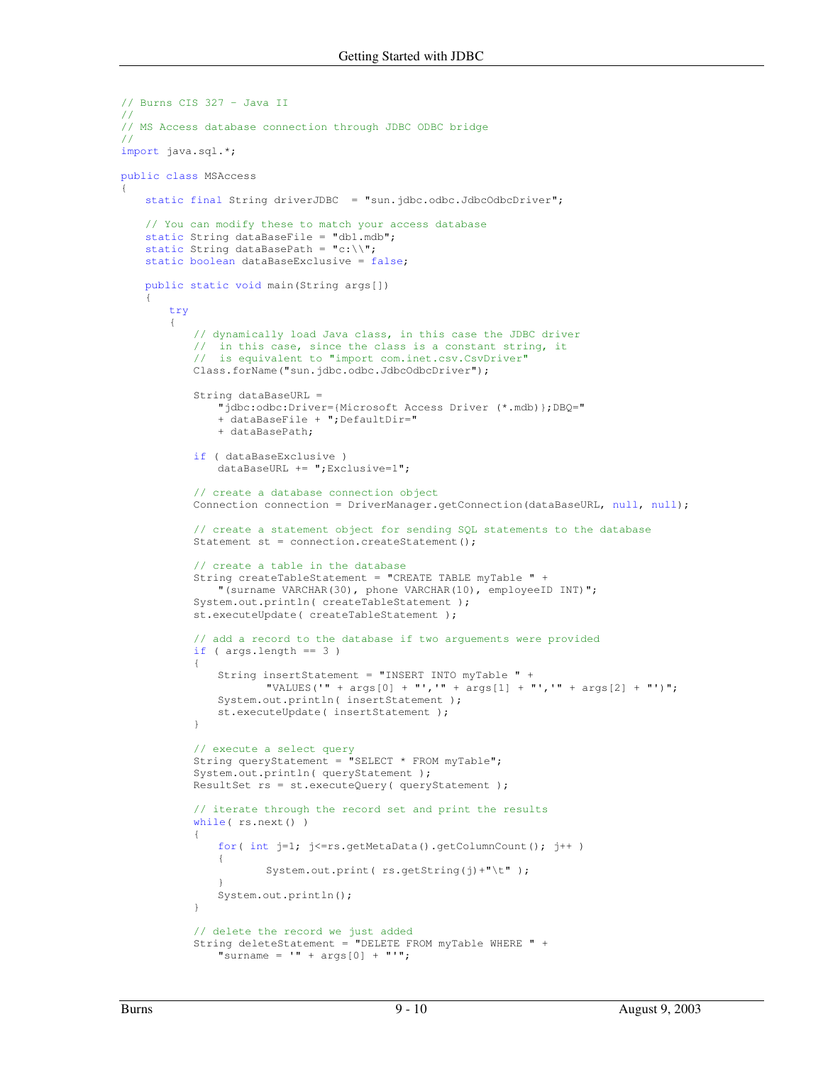```java
// Burns CIS 327 - Java II
//
// MS Access database connection through JDBC ODBC bridge
//
import java.sql.*;

public class MSAccess
{
    static final String driverJDBC  = "sun.jdbc.odbc.JdbcOdbcDriver";

    // You can modify these to match your access database
    static String dataBaseFile = "db1.mdb";
    static String dataBasePath = "c:\\";
    static boolean dataBaseExclusive = false;

    public static void main(String args[])
    {
        try
        {
            // dynamically load Java class, in this case the JDBC driver
            //  in this case, since the class is a constant string, it
            //  is equivalent to "import com.inet.csv.CsvDriver"
            Class.forName("sun.jdbc.odbc.JdbcOdbcDriver");

            String dataBaseURL =
                "jdbc:odbc:Driver={Microsoft Access Driver (*.mdb)};DBQ="
                + dataBaseFile + ";DefaultDir="
                + dataBasePath;

            if ( dataBaseExclusive )
                dataBaseURL += ";Exclusive=1";

            // create a database connection object
            Connection connection = DriverManager.getConnection(dataBaseURL, null, null);

            // create a statement object for sending SQL statements to the database
            Statement st = connection.createStatement();

            // create a table in the database
            String createTableStatement = "CREATE TABLE myTable " +
                "(surname VARCHAR(30), phone VARCHAR(10), employeeID INT)";
            System.out.println( createTableStatement );
            st.executeUpdate( createTableStatement );

            // add a record to the database if two arguements were provided
            if ( args.length == 3 )
            {
                String insertStatement = "INSERT INTO myTable " +
                        "VALUES('" + args[0] + "','" + args[1] + "','" + args[2] + "')";
                System.out.println( insertStatement );
                st.executeUpdate( insertStatement );
            }

            // execute a select query
            String queryStatement = "SELECT * FROM myTable";
            System.out.println( queryStatement );
            ResultSet rs = st.executeQuery( queryStatement );

            // iterate through the record set and print the results
            while( rs.next() )
            {
                for( int j=1; j<=rs.getMetaData().getColumnCount(); j++ )
                {
                        System.out.print( rs.getString(j)+"\t" );
                }
                System.out.println();
            }

            // delete the record we just added
            String deleteStatement = "DELETE FROM myTable WHERE " +
                "surname = '" + args[0] + "'";
```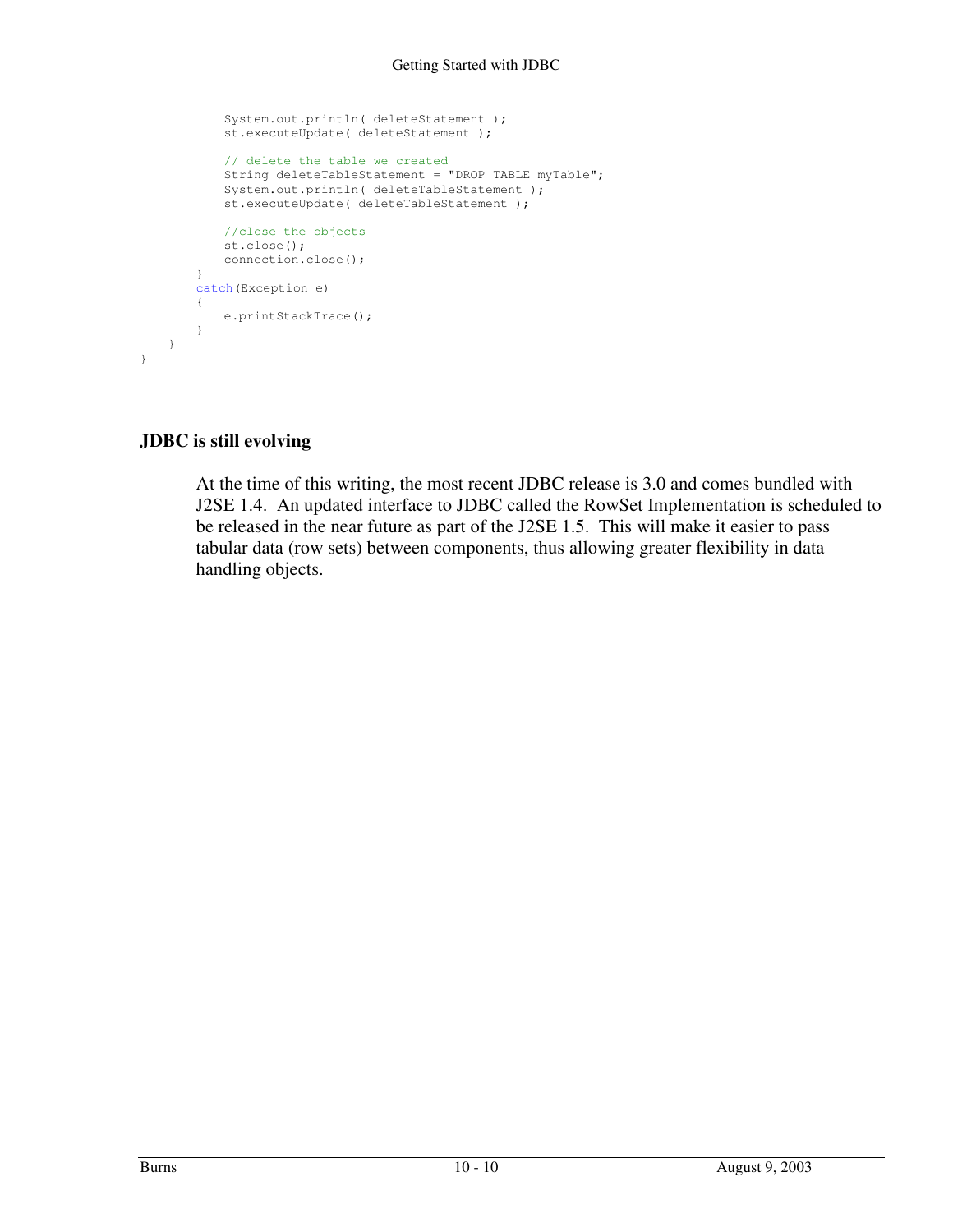```
            System.out.println( deleteStatement );
            st.executeUpdate( deleteStatement );

            // delete the table we created
            String deleteTableStatement = "DROP TABLE myTable";
            System.out.println( deleteTableStatement );
            st.executeUpdate( deleteTableStatement );

            //close the objects
            st.close();
            connection.close();
        }
        catch(Exception e)
        {
            e.printStackTrace();
        }
    }
}
```

### JDBC is still evolving

At the time of this writing, the most recent JDBC release is 3.0 and comes bundled with J2SE 1.4. An updated interface to JDBC called the RowSet Implementation is scheduled to be released in the near future as part of the J2SE 1.5. This will make it easier to pass tabular data (row sets) between components, thus allowing greater flexibility in data handling objects.